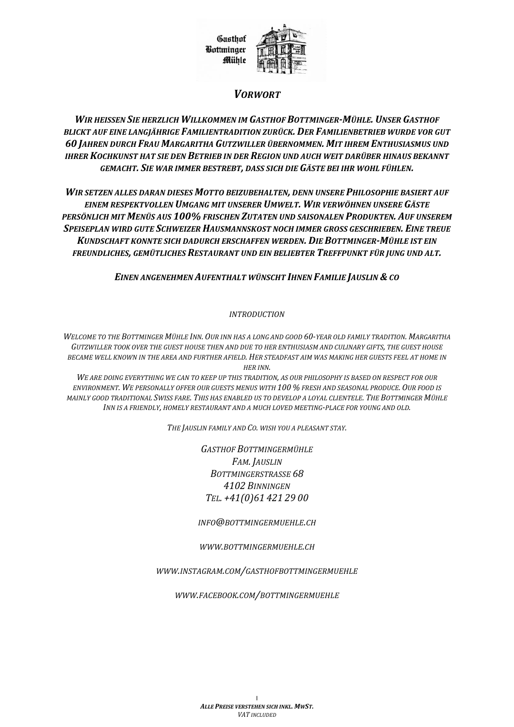Gasthof Bottminger Mühle

## *Vorwort*

***Wir heissen Sie herzlich Willkommen im Gasthof Bottminger-Mühle. Unser Gasthof blickt auf eine langjährige Familientradition zurück. Der Familienbetrieb wurde vor gut 60 Jahren durch Frau Margaritha Gutzwiller übernommen. Mit ihrem Enthusiasmus und ihrer Kochkunst hat sie den Betrieb in der Region und auch weit darüber hinaus bekannt gemacht. Sie war immer bestrebt, dass sich die Gäste bei ihr wohl fühlen.***

***Wir setzen alles daran dieses Motto beizubehalten, denn unsere Philosophie basiert auf einem respektvollen Umgang mit unserer Umwelt. Wir verwöhnen unsere Gäste persönlich mit Menüs aus 100% frischen Zutaten und saisonalen Produkten. Auf unserem Speiseplan wird gute Schweizer Hausmannskost noch immer gross geschrieben. Eine treue Kundschaft konnte sich dadurch erschaffen werden. Die Bottminger-Mühle ist ein freundliches, gemütliches Restaurant und ein beliebter Treffpunkt für jung und alt.***

***Einen angenehmen Aufenthalt wünscht Ihnen Familie Jauslin & co***

*Introduction*

*Welcome to the Bottminger Mühle Inn. Our inn has a long and good 60-year old family tradition. Margaritha Gutzwiller took over the guest house then and due to her enthusiasm and culinary gifts, the guest house became well known in the area and further afield. Her steadfast aim was making her guests feel at home in her inn.*
*We are doing everything we can to keep up this tradition, as our philosophy is based on respect for our environment. We personally offer our guests menus with 100 % fresh and seasonal produce. Our food is mainly good traditional Swiss fare. This has enabled us to develop a loyal clientele. The Bottminger Mühle Inn is a friendly, homely restaurant and a much loved meeting-place for young and old.*

*The Jauslin family and Co. wish you a pleasant stay.*

*Gasthof Bottmingermühle*
*Fam. Jauslin*
*Bottmingerstrasse 68*
*4102 Binningen*
*Tel. +41(0)61 421 29 00*

*info@bottmingermuehle.ch*

*www.bottmingermuehle.ch*

*www.instagram.com/gasthofbottmingermuehle*

*www.facebook.com/bottmingermuehle*

***Alle Preise verstehen sich inkl. MwSt.***
*VAT included*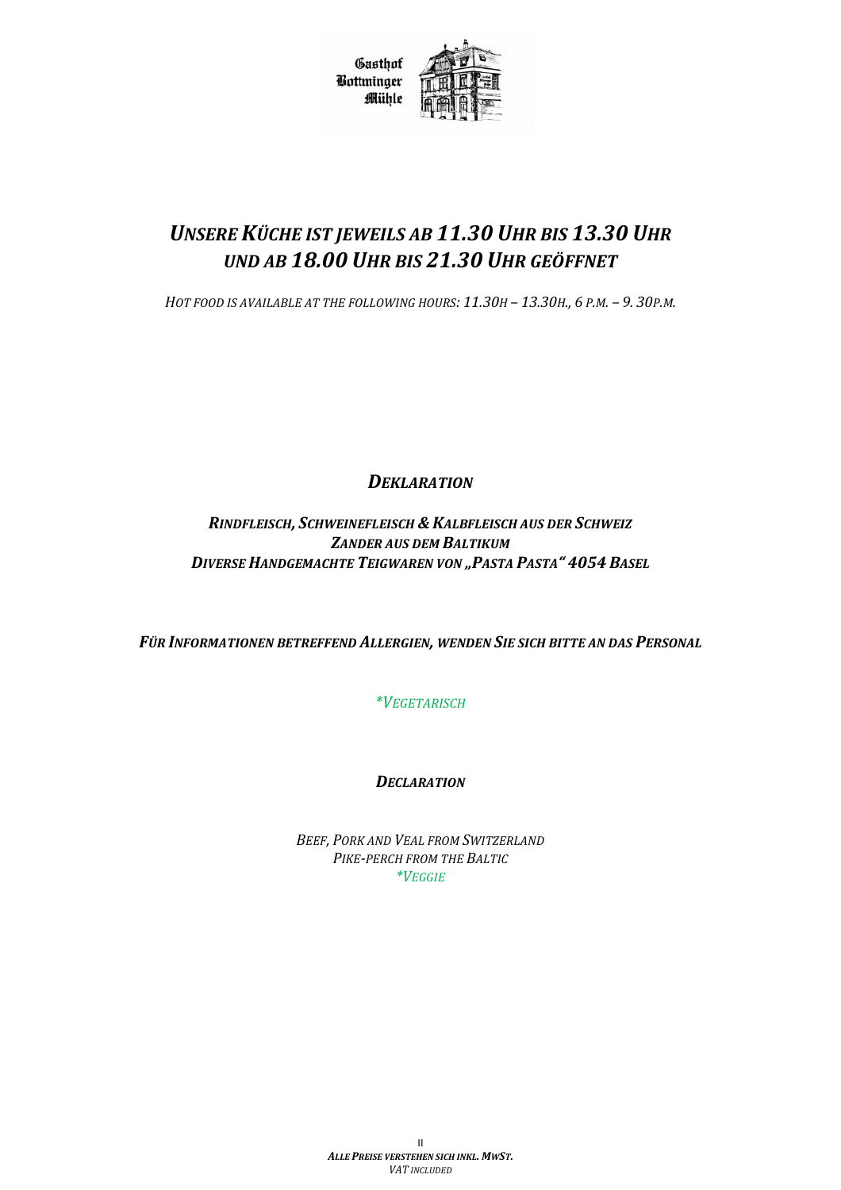Gasthof Bottminger Mühle

# *Unsere Küche ist jeweils ab 11.30 Uhr bis 13.30 Uhr und ab 18.00 Uhr bis 21.30 Uhr geöffnet*

*Hot food is available at the following hours: 11.30h – 13.30h., 6 p.m. – 9. 30p.m.*

## ***Deklaration***

***Rindfleisch, Schweinefleisch & Kalbfleisch aus der Schweiz***
***Zander aus dem Baltikum***
***Diverse Handgemachte Teigwaren von „Pasta Pasta" 4054 Basel***

***Für Informationen betreffend Allergien, wenden Sie sich bitte an das Personal***

*\*Vegetarisch*

## ***Declaration***

*Beef, Pork and Veal from Switzerland*
*Pike-perch from the Baltic*
*\*Veggie*

***Alle Preise verstehen sich inkl. MwSt.***
*VAT included*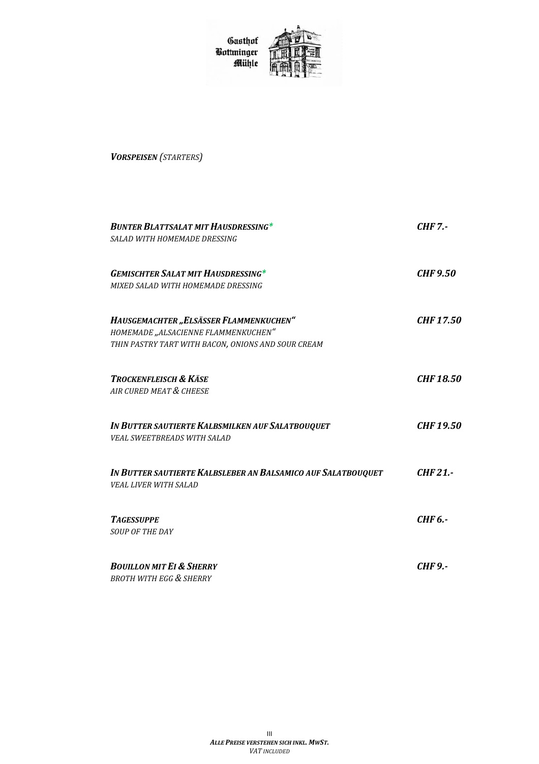Gasthof Bottminger Mühle

## ***VORSPEISEN** (STARTERS)*

| | |
|---|---|
| ***BUNTER BLATTSALAT MIT HAUSDRESSING**** <br> *SALAD WITH HOMEMADE DRESSING* | ***CHF 7.-*** |
| ***GEMISCHTER SALAT MIT HAUSDRESSING**** <br> *MIXED SALAD WITH HOMEMADE DRESSING* | ***CHF 9.50*** |
| ***HAUSGEMACHTER „ELSÄSSER FLAMMENKUCHEN"*** <br> *HOMEMADE „ALSACIENNE FLAMMENKUCHEN"* <br> *THIN PASTRY TART WITH BACON, ONIONS AND SOUR CREAM* | ***CHF 17.50*** |
| ***TROCKENFLEISCH & KÄSE*** <br> *AIR CURED MEAT & CHEESE* | ***CHF 18.50*** |
| ***IN BUTTER SAUTIERTE KALBSMILKEN AUF SALATBOUQUET*** <br> *VEAL SWEETBREADS WITH SALAD* | ***CHF 19.50*** |
| ***IN BUTTER SAUTIERTE KALBSLEBER AN BALSAMICO AUF SALATBOUQUET*** <br> *VEAL LIVER WITH SALAD* | ***CHF 21.-*** |
| ***TAGESSUPPE*** <br> *SOUP OF THE DAY* | ***CHF 6.-*** |
| ***BOUILLON MIT EI & SHERRY*** <br> *BROTH WITH EGG & SHERRY* | ***CHF 9.-*** |

***ALLE PREISE VERSTEHEN SICH INKL. MWST.*** <br>
*VAT INCLUDED*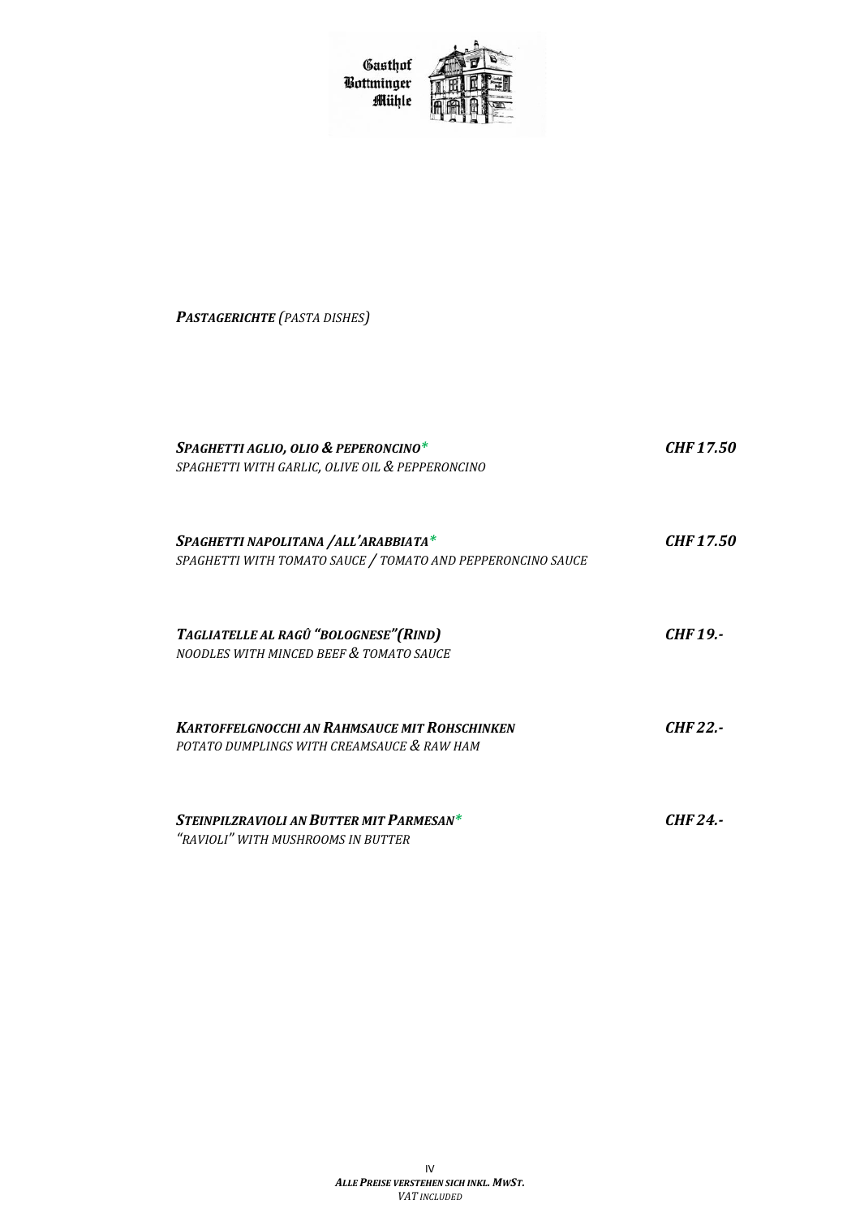Gasthof
Bottminger
Mühle

## *Pastagerichte (Pasta dishes)*

***Spaghetti aglio, olio & peperoncino**** — ***CHF 17.50***
*Spaghetti with garlic, olive oil & pepperoncino*

***Spaghetti napolitana /all'arabbiata**** — ***CHF 17.50***
*Spaghetti with tomato sauce / tomato and pepperoncino sauce*

***Tagliatelle al ragû "bolognese"(Rind)*** — ***CHF 19.-***
*Noodles with minced beef & tomato sauce*

***Kartoffelgnocchi an Rahmsauce mit Rohschinken*** — ***CHF 22.-***
*Potato dumplings with creamsauce & raw ham*

***Steinpilzravioli an Butter mit Parmesan**** — ***CHF 24.-***
*"Ravioli" with mushrooms in butter*

***Alle Preise verstehen sich inkl. MwSt.***
*VAT included*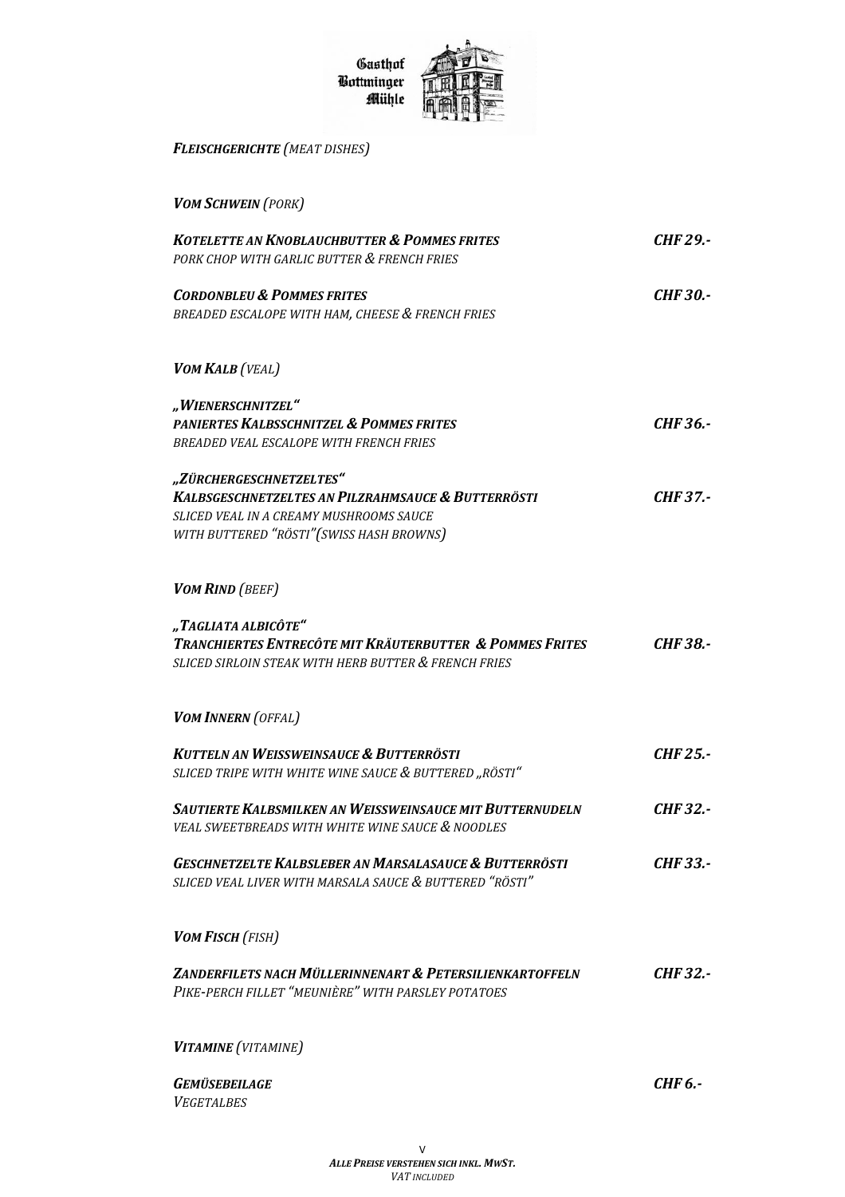Gasthof Bottminger Mühle

# *FLEISCHGERICHTE (MEAT DISHES)*

## *VOM SCHWEIN (PORK)*

**KOTELETTE AN KNOBLAUCHBUTTER & POMMES FRITES** — **CHF 29.-**
*PORK CHOP WITH GARLIC BUTTER & FRENCH FRIES*

**CORDONBLEU & POMMES FRITES** — **CHF 30.-**
*BREADED ESCALOPE WITH HAM, CHEESE & FRENCH FRIES*

## *VOM KALB (VEAL)*

**„WIENERSCHNITZEL"**
**PANIERTES KALBSSCHNITZEL & POMMES FRITES** — **CHF 36.-**
*BREADED VEAL ESCALOPE WITH FRENCH FRIES*

**„ZÜRCHERGESCHNETZELTES"**
**KALBSGESCHNETZELTES AN PILZRAHMSAUCE & BUTTERRÖSTI** — **CHF 37.-**
*SLICED VEAL IN A CREAMY MUSHROOMS SAUCE*
*WITH BUTTERED "RÖSTI"(SWISS HASH BROWNS)*

## *VOM RIND (BEEF)*

**„TAGLIATA ALBICÔTE"**
**TRANCHIERTES ENTRECÔTE MIT KRÄUTERBUTTER & POMMES FRITES** — **CHF 38.-**
*SLICED SIRLOIN STEAK WITH HERB BUTTER & FRENCH FRIES*

## *VOM INNERN (OFFAL)*

**KUTTELN AN WEISSWEINSAUCE & BUTTERRÖSTI** — **CHF 25.-**
*SLICED TRIPE WITH WHITE WINE SAUCE & BUTTERED „RÖSTI"*

**SAUTIERTE KALBSMILKEN AN WEISSWEINSAUCE MIT BUTTERNUDELN** — **CHF 32.-**
*VEAL SWEETBREADS WITH WHITE WINE SAUCE & NOODLES*

**GESCHNETZELTE KALBSLEBER AN MARSALASAUCE & BUTTERRÖSTI** — **CHF 33.-**
*SLICED VEAL LIVER WITH MARSALA SAUCE & BUTTERED "RÖSTI"*

## *VOM FISCH (FISH)*

**ZANDERFILETS NACH MÜLLERINNENART & PETERSILIENKARTOFFELN** — **CHF 32.-**
*PIKE-PERCH FILLET "MEUNIÈRE" WITH PARSLEY POTATOES*

## *VITAMINE (VITAMINE)*

**GEMÜSEBEILAGE** — **CHF 6.-**
*VEGETALBES*

*ALLE PREISE VERSTEHEN SICH INKL. MWST.*
*VAT INCLUDED*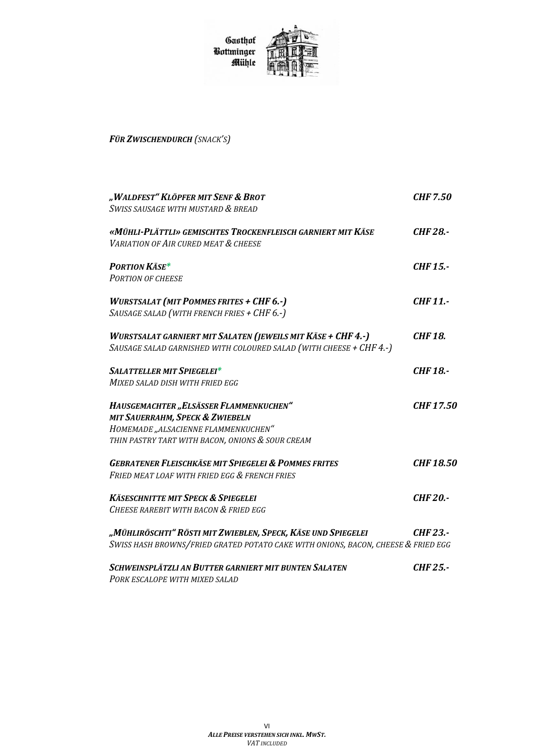Gasthof Bottminger Mühle

## *Für Zwischendurch (snack's)*

| | |
|---|---|
| ***„Waldfest" Klöpfer mit Senf & Brot***<br>*Swiss sausage with mustard & bread* | ***CHF 7.50*** |
| ***«Mühli-Plättli» gemischtes Trockenfleisch garniert mit Käse***<br>*Variation of Air cured meat & cheese* | ***CHF 28.-*** |
| ***Portion Käse****<br>*Portion of cheese* | ***CHF 15.-*** |
| ***Wurstsalat (mit Pommes frites + CHF 6.-)***<br>*Sausage salad (with french fries + CHF 6.-)* | ***CHF 11.-*** |
| ***Wurstsalat garniert mit Salaten (jeweils mit Käse + CHF 4.-)***<br>*Sausage salad garnished with coloured salad (with cheese + CHF 4.-)* | ***CHF 18.*** |
| ***Salatteller mit Spiegelei****<br>*Mixed salad dish with fried egg* | ***CHF 18.-*** |
| ***Hausgemachter „Elsässer Flammenkuchen" mit Sauerrahm, Speck & Zwiebeln***<br>*Homemade „Alsacienne Flammenkuchen" thin pastry tart with bacon, onions & sour cream* | ***CHF 17.50*** |
| ***Gebratener Fleischkäse mit Spiegelei & Pommes frites***<br>*Fried meat loaf with fried egg & french fries* | ***CHF 18.50*** |
| ***Käseschnitte mit Speck & Spiegelei***<br>*Cheese rarebit with bacon & fried egg* | ***CHF 20.-*** |
| ***„Mühliröschti" Rösti mit Zwieblen, Speck, Käse und Spiegelei***<br>*Swiss hash browns/fried grated potato cake with onions, bacon, cheese & fried egg* | ***CHF 23.-*** |
| ***Schweinsplätzli an Butter garniert mit bunten Salaten***<br>*Pork escalope with mixed salad* | ***CHF 25.-*** |

***Alle Preise verstehen sich inkl. MwSt.***
*VAT included*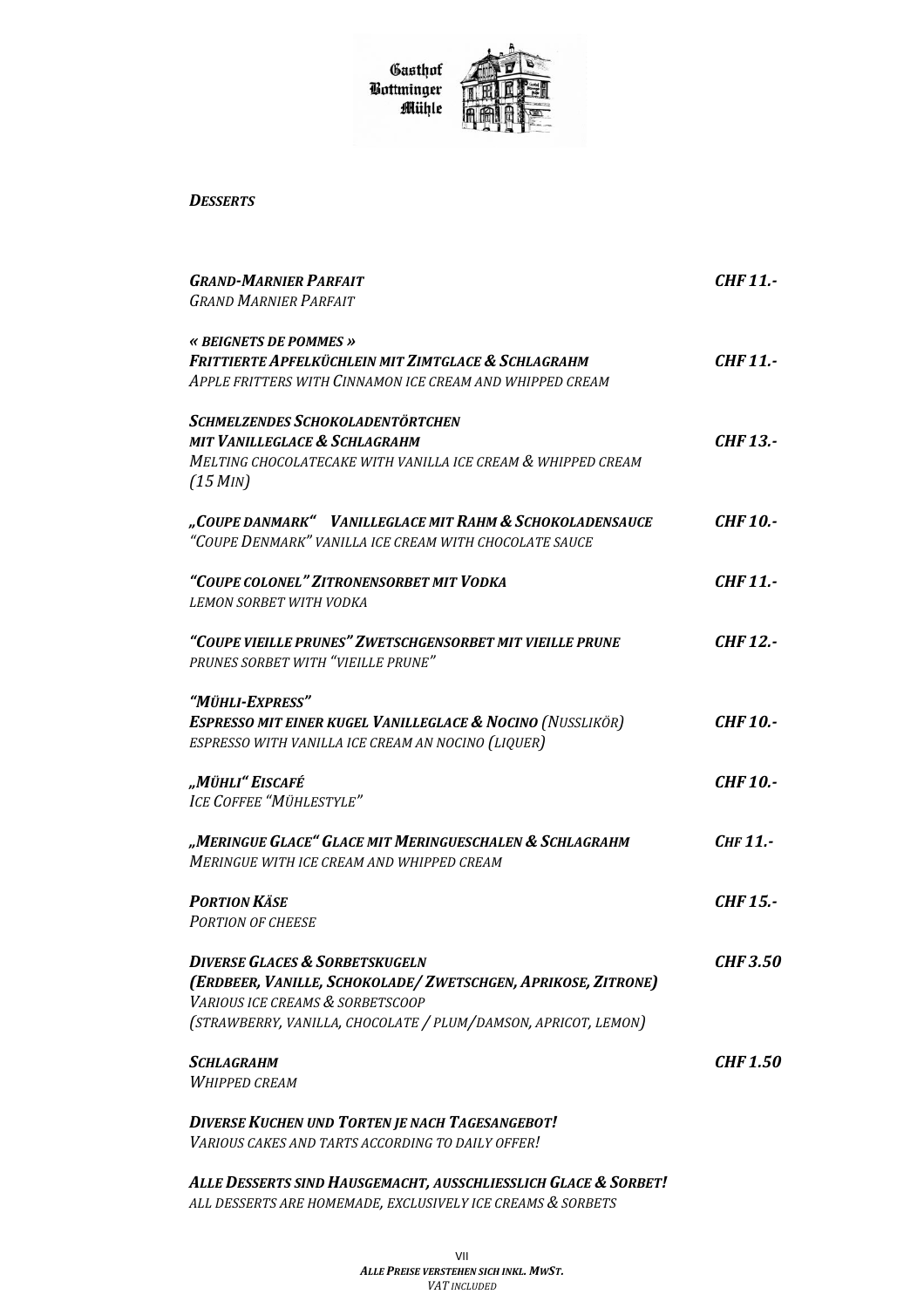Gasthof Bottminger Mühle

## *Desserts*

***Grand-Marnier Parfait*** — ***CHF 11.-***
*Grand Marnier Parfait*

***« Beignets de pommes »***
***Frittierte Apfelküchlein mit Zimtglace & Schlagrahm*** — ***CHF 11.-***
*Apple fritters with cinnamon ice cream and whipped cream*

***Schmelzendes Schokoladentörtchen***
***mit Vanilleglace & Schlagrahm*** — ***CHF 13.-***
*Melting chocolatecake with vanilla ice cream & whipped cream*
*(15 Min)*

***„Coupe Danmark" Vanilleglace mit Rahm & Schokoladensauce*** — ***CHF 10.-***
*"Coupe Denmark" vanilla ice cream with chocolate sauce*

***"Coupe colonel" Zitronensorbet mit Vodka*** — ***CHF 11.-***
*Lemon sorbet with vodka*

***"Coupe vieille prunes" Zwetschgensorbet mit vieille prune*** — ***CHF 12.-***
*Prunes sorbet with "vieille prune"*

***"Mühli-Express"***
***Espresso mit einer Kugel Vanilleglace & Nocino** (Nusslikör)* — ***CHF 10.-***
*Espresso with vanilla ice cream an nocino (liquer)*

***„Mühli" Eiscafé*** — ***CHF 10.-***
*Ice coffee "Mühlestyle"*

***„Meringue Glace" Glace mit Meringueschalen & Schlagrahm*** — ***CHF 11.-***
*Meringue with ice cream and whipped cream*

***Portion Käse*** — ***CHF 15.-***
*Portion of cheese*

***Diverse Glaces & Sorbetskugeln*** — ***CHF 3.50***
***(Erdbeer, Vanille, Schokolade/ Zwetschgen, Aprikose, Zitrone)***
*Various ice creams & sorbetscoop*
*(strawberry, vanilla, chocolate / plum/damson, apricot, lemon)*

***Schlagrahm*** — ***CHF 1.50***
*Whipped cream*

***Diverse Kuchen und Torten je nach Tagesangebot!***
*Various cakes and tarts according to daily offer!*

***Alle Desserts sind hausgemacht, ausschliesslich Glace & Sorbet!***
*All desserts are homemade, exclusively ice creams & sorbets*

***Alle Preise verstehen sich inkl. MwSt.***
*VAT included*